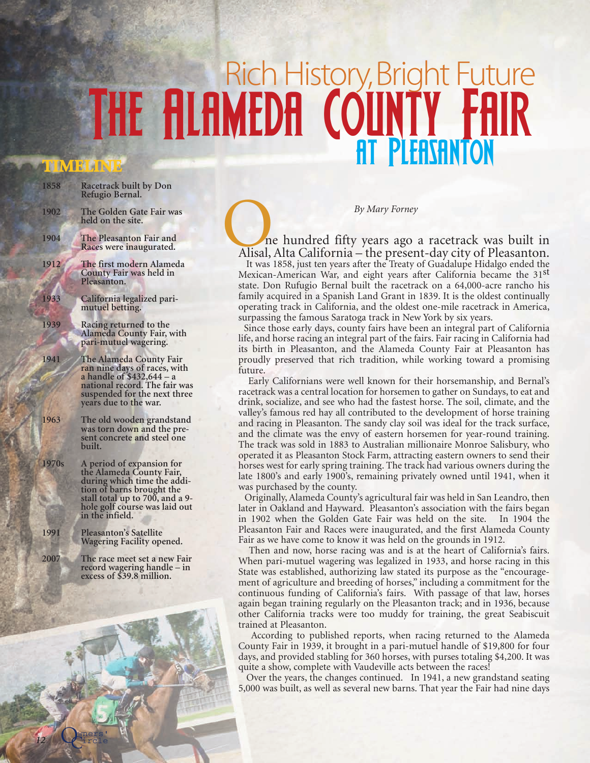# Rich History, Bright Future

# The Alameda County Fair at Pleasanton

## TIMELINE

- **1858** Racetrack built by Don Refugio Bernal.
- **1902** The Golden Gate Fair was held on the site.
- **1904** The Pleasanton Fair and Races were inaugurated.
- **1912** The first modern Alameda County Fair was held in Pleasanton.
- **1933** California legalized pari-mutuel betting.
- **1939** Racing returned to the Alameda County Fair, with pari-mutuel wagering.
- **1941** The Alameda County Fair ran nine days of races, with a handle of $432,644 – a national record. The fair was suspended for the next three years due to the war.
- **1963** The old wooden grandstand was torn down and the present concrete and steel one built.
- **1970s** A period of expansion for the Alameda County Fair, during which time the addition of barns brought the stall total up to 700, and a 9-hole golf course was laid out in the infield.
- **1991** Pleasanton's Satellite Wagering Facility opened.
- **2007** The race meet set a new Fair record wagering handle – in excess of $39.8 million.

*By Mary Forney*

One hundred fifty years ago a racetrack was built in Alisal, Alta California – the present-day city of Pleasanton.

It was 1858, just ten years after the Treaty of Guadalupe Hidalgo ended the Mexican-American War, and eight years after California became the 31st state. Don Rufugio Bernal built the racetrack on a 64,000-acre rancho his family acquired in a Spanish Land Grant in 1839. It is the oldest continually operating track in California, and the oldest one-mile racetrack in America, surpassing the famous Saratoga track in New York by six years.

Since those early days, county fairs have been an integral part of California life, and horse racing an integral part of the fairs. Fair racing in California had its birth in Pleasanton, and the Alameda County Fair at Pleasanton has proudly preserved that rich tradition, while working toward a promising future.

Early Californians were well known for their horsemanship, and Bernal's racetrack was a central location for horsemen to gather on Sundays, to eat and drink, socialize, and see who had the fastest horse. The soil, climate, and the valley's famous red hay all contributed to the development of horse training and racing in Pleasanton. The sandy clay soil was ideal for the track surface, and the climate was the envy of eastern horsemen for year-round training. The track was sold in 1883 to Australian millionaire Monroe Salisbury, who operated it as Pleasanton Stock Farm, attracting eastern owners to send their horses west for early spring training. The track had various owners during the late 1800's and early 1900's, remaining privately owned until 1941, when it was purchased by the county.

Originally, Alameda County's agricultural fair was held in San Leandro, then later in Oakland and Hayward. Pleasanton's association with the fairs began in 1902 when the Golden Gate Fair was held on the site. In 1904 the Pleasanton Fair and Races were inaugurated, and the first Alameda County Fair as we have come to know it was held on the grounds in 1912.

Then and now, horse racing was and is at the heart of California's fairs. When pari-mutuel wagering was legalized in 1933, and horse racing in this State was established, authorizing law stated its purpose as the "encouragement of agriculture and breeding of horses," including a commitment for the continuous funding of California's fairs. With passage of that law, horses again began training regularly on the Pleasanton track; and in 1936, because other California tracks were too muddy for training, the great Seabiscuit trained at Pleasanton.

According to published reports, when racing returned to the Alameda County Fair in 1939, it brought in a pari-mutuel handle of $19,800 for four days, and provided stabling for 360 horses, with purses totaling $4,200. It was quite a show, complete with Vaudeville acts between the races!

Over the years, the changes continued. In 1941, a new grandstand seating 5,000 was built, as well as several new barns. That year the Fair had nine days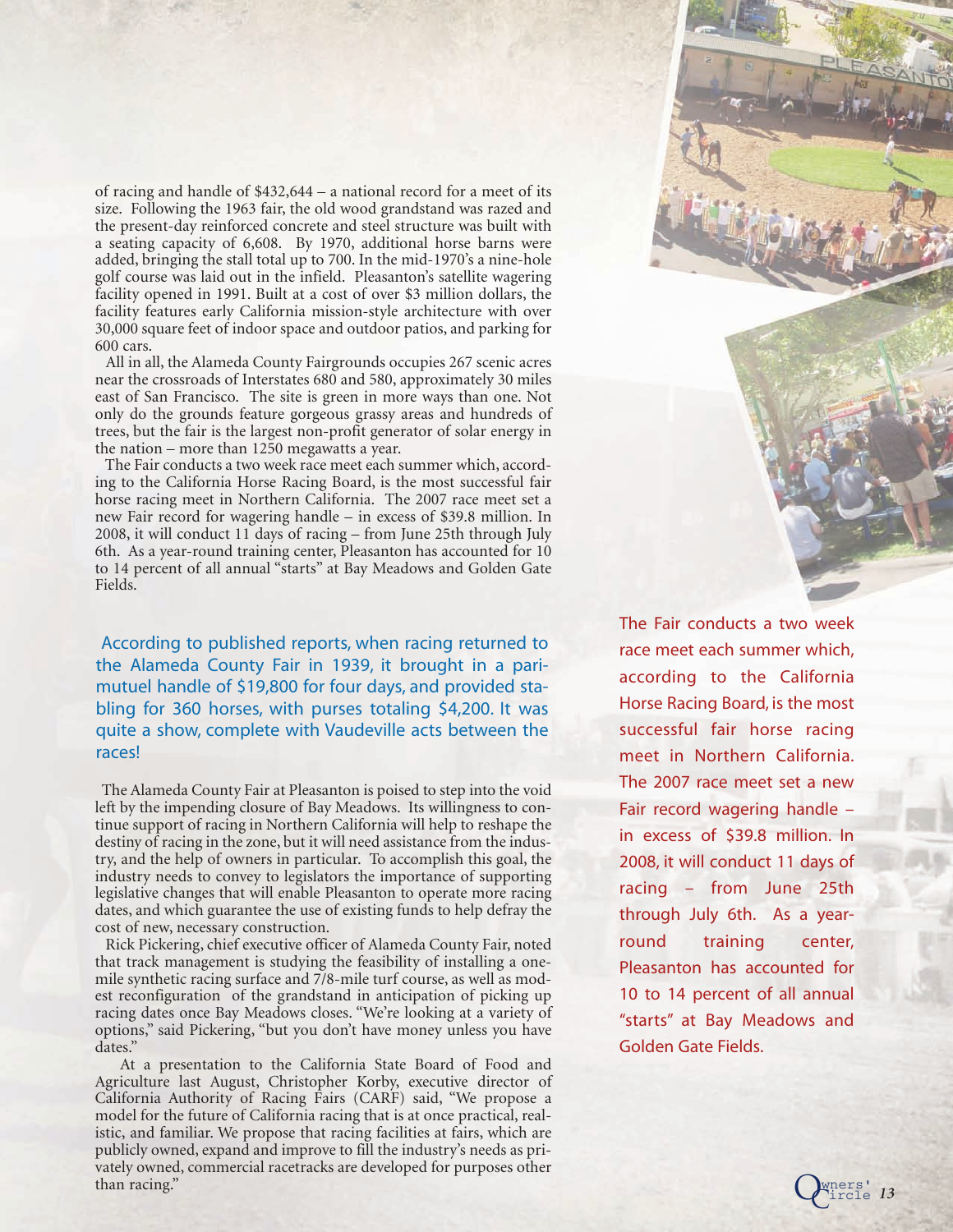of racing and handle of $432,644 – a national record for a meet of its size. Following the 1963 fair, the old wood grandstand was razed and the present-day reinforced concrete and steel structure was built with a seating capacity of 6,608. By 1970, additional horse barns were added, bringing the stall total up to 700. In the mid-1970's a nine-hole golf course was laid out in the infield. Pleasanton's satellite wagering facility opened in 1991. Built at a cost of over $3 million dollars, the facility features early California mission-style architecture with over 30,000 square feet of indoor space and outdoor patios, and parking for 600 cars.

All in all, the Alameda County Fairgrounds occupies 267 scenic acres near the crossroads of Interstates 680 and 580, approximately 30 miles east of San Francisco. The site is green in more ways than one. Not only do the grounds feature gorgeous grassy areas and hundreds of trees, but the fair is the largest non-profit generator of solar energy in the nation – more than 1250 megawatts a year.

The Fair conducts a two week race meet each summer which, according to the California Horse Racing Board, is the most successful fair horse racing meet in Northern California. The 2007 race meet set a new Fair record for wagering handle – in excess of $39.8 million. In 2008, it will conduct 11 days of racing – from June 25th through July 6th. As a year-round training center, Pleasanton has accounted for 10 to 14 percent of all annual "starts" at Bay Meadows and Golden Gate Fields.

According to published reports, when racing returned to the Alameda County Fair in 1939, it brought in a pari-mutuel handle of $19,800 for four days, and provided stabling for 360 horses, with purses totaling $4,200. It was quite a show, complete with Vaudeville acts between the races!

The Alameda County Fair at Pleasanton is poised to step into the void left by the impending closure of Bay Meadows. Its willingness to continue support of racing in Northern California will help to reshape the destiny of racing in the zone, but it will need assistance from the industry, and the help of owners in particular. To accomplish this goal, the industry needs to convey to legislators the importance of supporting legislative changes that will enable Pleasanton to operate more racing dates, and which guarantee the use of existing funds to help defray the cost of new, necessary construction.

Rick Pickering, chief executive officer of Alameda County Fair, noted that track management is studying the feasibility of installing a one-mile synthetic racing surface and 7/8-mile turf course, as well as modest reconfiguration of the grandstand in anticipation of picking up racing dates once Bay Meadows closes. "We're looking at a variety of options," said Pickering, "but you don't have money unless you have dates."

At a presentation to the California State Board of Food and Agriculture last August, Christopher Korby, executive director of California Authority of Racing Fairs (CARF) said, "We propose a model for the future of California racing that is at once practical, realistic, and familiar. We propose that racing facilities at fairs, which are publicly owned, expand and improve to fill the industry's needs as privately owned, commercial racetracks are developed for purposes other than racing."

The Fair conducts a two week race meet each summer which, according to the California Horse Racing Board, is the most successful fair horse racing meet in Northern California. The 2007 race meet set a new Fair record wagering handle – in excess of $39.8 million. In 2008, it will conduct 11 days of racing – from June 25th through July 6th. As a year-round training center, Pleasanton has accounted for 10 to 14 percent of all annual "starts" at Bay Meadows and Golden Gate Fields.